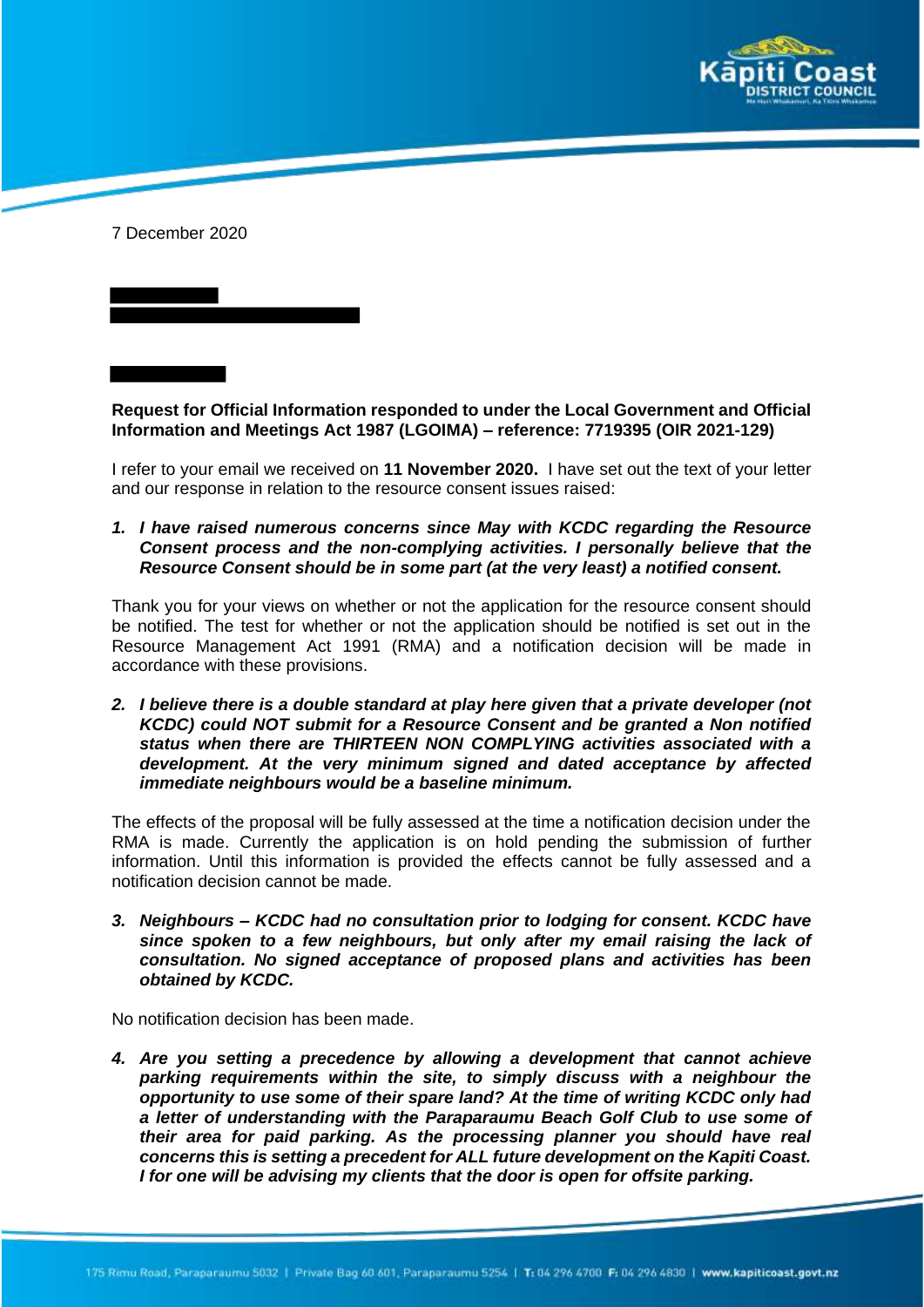7 December 2020

**Request for Official Information responded to under the Local Government and Official Information and Meetings Act 1987 (LGOIMA) – reference: 7719395 (OIR 2021-129)**

I refer to your email we received on **11 November 2020.** I have set out the text of your letter and our response in relation to the resource consent issues raised:

1. ***I have raised numerous concerns since May with KCDC regarding the Resource Consent process and the non-complying activities. I personally believe that the Resource Consent should be in some part (at the very least) a notified consent.***

Thank you for your views on whether or not the application for the resource consent should be notified. The test for whether or not the application should be notified is set out in the Resource Management Act 1991 (RMA) and a notification decision will be made in accordance with these provisions.

2. ***I believe there is a double standard at play here given that a private developer (not KCDC) could NOT submit for a Resource Consent and be granted a Non notified status when there are THIRTEEN NON COMPLYING activities associated with a development. At the very minimum signed and dated acceptance by affected immediate neighbours would be a baseline minimum.***

The effects of the proposal will be fully assessed at the time a notification decision under the RMA is made. Currently the application is on hold pending the submission of further information. Until this information is provided the effects cannot be fully assessed and a notification decision cannot be made.

3. ***Neighbours – KCDC had no consultation prior to lodging for consent. KCDC have since spoken to a few neighbours, but only after my email raising the lack of consultation. No signed acceptance of proposed plans and activities has been obtained by KCDC.***

No notification decision has been made.

4. ***Are you setting a precedence by allowing a development that cannot achieve parking requirements within the site, to simply discuss with a neighbour the opportunity to use some of their spare land? At the time of writing KCDC only had a letter of understanding with the Paraparaumu Beach Golf Club to use some of their area for paid parking. As the processing planner you should have real concerns this is setting a precedent for ALL future development on the Kapiti Coast. I for one will be advising my clients that the door is open for offsite parking.***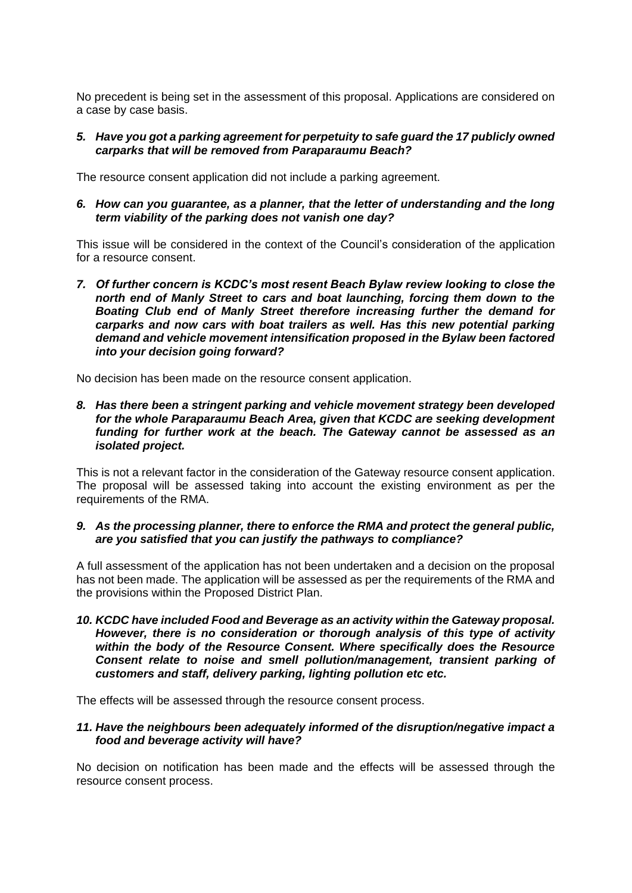No precedent is being set in the assessment of this proposal. Applications are considered on a case by case basis.

5. ***Have you got a parking agreement for perpetuity to safe guard the 17 publicly owned carparks that will be removed from Paraparaumu Beach?***

The resource consent application did not include a parking agreement.

6. ***How can you guarantee, as a planner, that the letter of understanding and the long term viability of the parking does not vanish one day?***

This issue will be considered in the context of the Council's consideration of the application for a resource consent.

7. ***Of further concern is KCDC's most resent Beach Bylaw review looking to close the north end of Manly Street to cars and boat launching, forcing them down to the Boating Club end of Manly Street therefore increasing further the demand for carparks and now cars with boat trailers as well. Has this new potential parking demand and vehicle movement intensification proposed in the Bylaw been factored into your decision going forward?***

No decision has been made on the resource consent application.

8. ***Has there been a stringent parking and vehicle movement strategy been developed for the whole Paraparaumu Beach Area, given that KCDC are seeking development funding for further work at the beach. The Gateway cannot be assessed as an isolated project.***

This is not a relevant factor in the consideration of the Gateway resource consent application. The proposal will be assessed taking into account the existing environment as per the requirements of the RMA.

9. ***As the processing planner, there to enforce the RMA and protect the general public, are you satisfied that you can justify the pathways to compliance?***

A full assessment of the application has not been undertaken and a decision on the proposal has not been made. The application will be assessed as per the requirements of the RMA and the provisions within the Proposed District Plan.

10. ***KCDC have included Food and Beverage as an activity within the Gateway proposal. However, there is no consideration or thorough analysis of this type of activity within the body of the Resource Consent. Where specifically does the Resource Consent relate to noise and smell pollution/management, transient parking of customers and staff, delivery parking, lighting pollution etc etc.***

The effects will be assessed through the resource consent process.

11. ***Have the neighbours been adequately informed of the disruption/negative impact a food and beverage activity will have?***

No decision on notification has been made and the effects will be assessed through the resource consent process.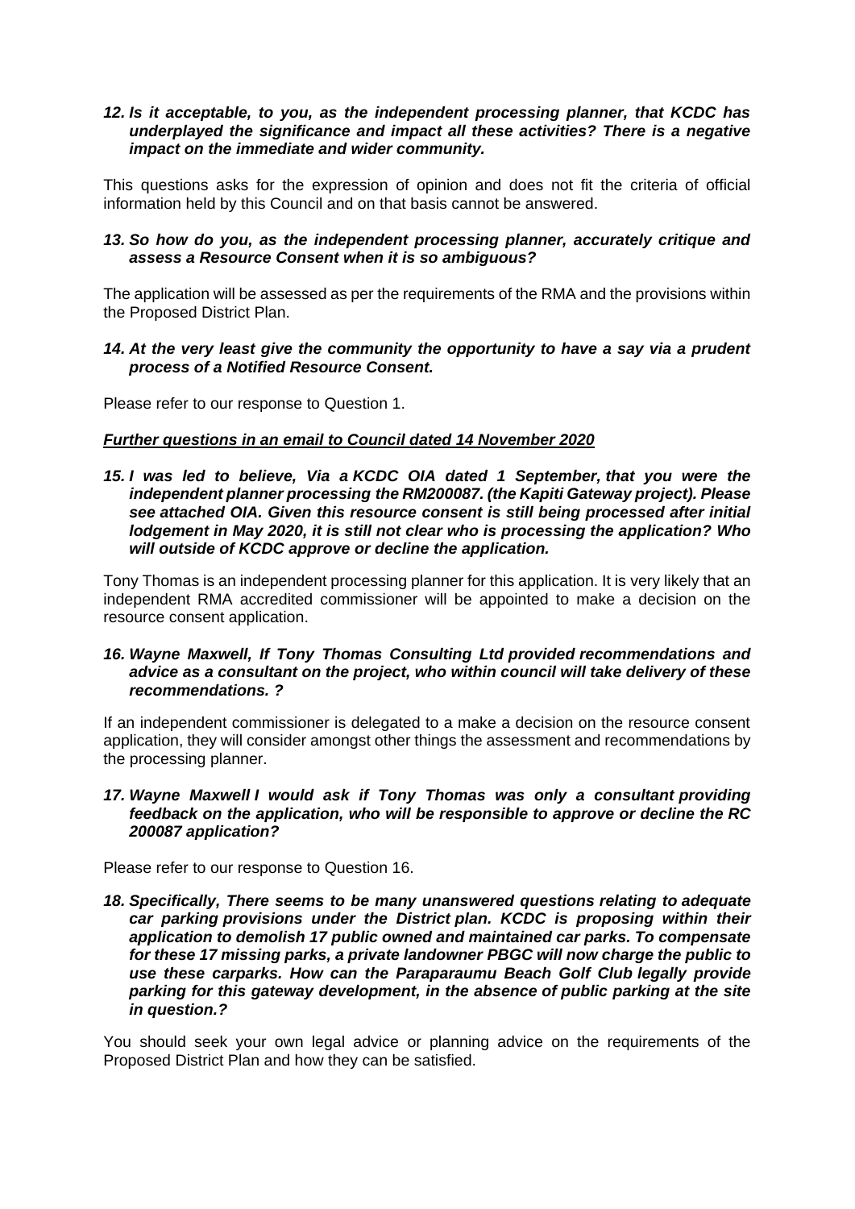***12. Is it acceptable, to you, as the independent processing planner, that KCDC has underplayed the significance and impact all these activities? There is a negative impact on the immediate and wider community.***

This questions asks for the expression of opinion and does not fit the criteria of official information held by this Council and on that basis cannot be answered.

***13. So how do you, as the independent processing planner, accurately critique and assess a Resource Consent when it is so ambiguous?***

The application will be assessed as per the requirements of the RMA and the provisions within the Proposed District Plan.

***14. At the very least give the community the opportunity to have a say via a prudent process of a Notified Resource Consent.***

Please refer to our response to Question 1.

***<u>Further questions in an email to Council dated 14 November 2020</u>***

***15. I was led to believe, Via a KCDC OIA dated 1 September, that you were the independent planner processing the RM200087. (the Kapiti Gateway project). Please see attached OIA. Given this resource consent is still being processed after initial lodgement in May 2020, it is still not clear who is processing the application? Who will outside of KCDC approve or decline the application.***

Tony Thomas is an independent processing planner for this application. It is very likely that an independent RMA accredited commissioner will be appointed to make a decision on the resource consent application.

***16. Wayne Maxwell, If Tony Thomas Consulting Ltd provided recommendations and advice as a consultant on the project, who within council will take delivery of these recommendations. ?***

If an independent commissioner is delegated to a make a decision on the resource consent application, they will consider amongst other things the assessment and recommendations by the processing planner.

***17. Wayne Maxwell I would ask if Tony Thomas was only a consultant providing feedback on the application, who will be responsible to approve or decline the RC 200087 application?***

Please refer to our response to Question 16.

***18. Specifically, There seems to be many unanswered questions relating to adequate car parking provisions under the District plan. KCDC is proposing within their application to demolish 17 public owned and maintained car parks. To compensate for these 17 missing parks, a private landowner PBGC will now charge the public to use these carparks. How can the Paraparaumu Beach Golf Club legally provide parking for this gateway development, in the absence of public parking at the site in question.?***

You should seek your own legal advice or planning advice on the requirements of the Proposed District Plan and how they can be satisfied.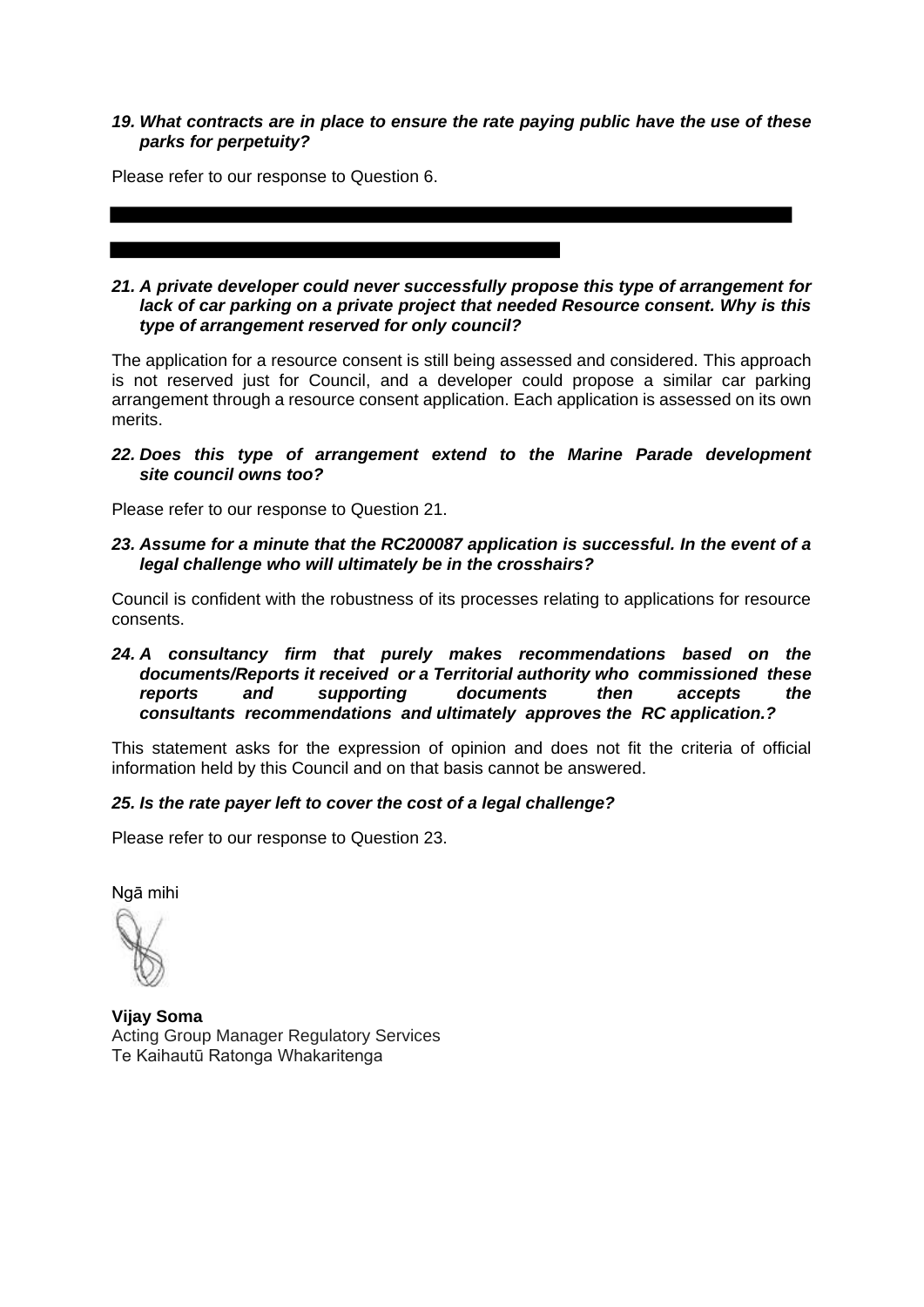***19. What contracts are in place to ensure the rate paying public have the use of these parks for perpetuity?***

Please refer to our response to Question 6.

***21. A private developer could never successfully propose this type of arrangement for lack of car parking on a private project that needed Resource consent. Why is this type of arrangement reserved for only council?***

The application for a resource consent is still being assessed and considered. This approach is not reserved just for Council, and a developer could propose a similar car parking arrangement through a resource consent application. Each application is assessed on its own merits.

***22. Does this type of arrangement extend to the Marine Parade development site council owns too?***

Please refer to our response to Question 21.

***23. Assume for a minute that the RC200087 application is successful. In the event of a legal challenge who will ultimately be in the crosshairs?***

Council is confident with the robustness of its processes relating to applications for resource consents.

***24. A consultancy firm that purely makes recommendations based on the documents/Reports it received or a Territorial authority who commissioned these reports and supporting documents then accepts the consultants recommendations and ultimately approves the RC application.?***

This statement asks for the expression of opinion and does not fit the criteria of official information held by this Council and on that basis cannot be answered.

***25. Is the rate payer left to cover the cost of a legal challenge?***

Please refer to our response to Question 23.

Ngā mihi

**Vijay Soma**
Acting Group Manager Regulatory Services
Te Kaihautū Ratonga Whakaritenga